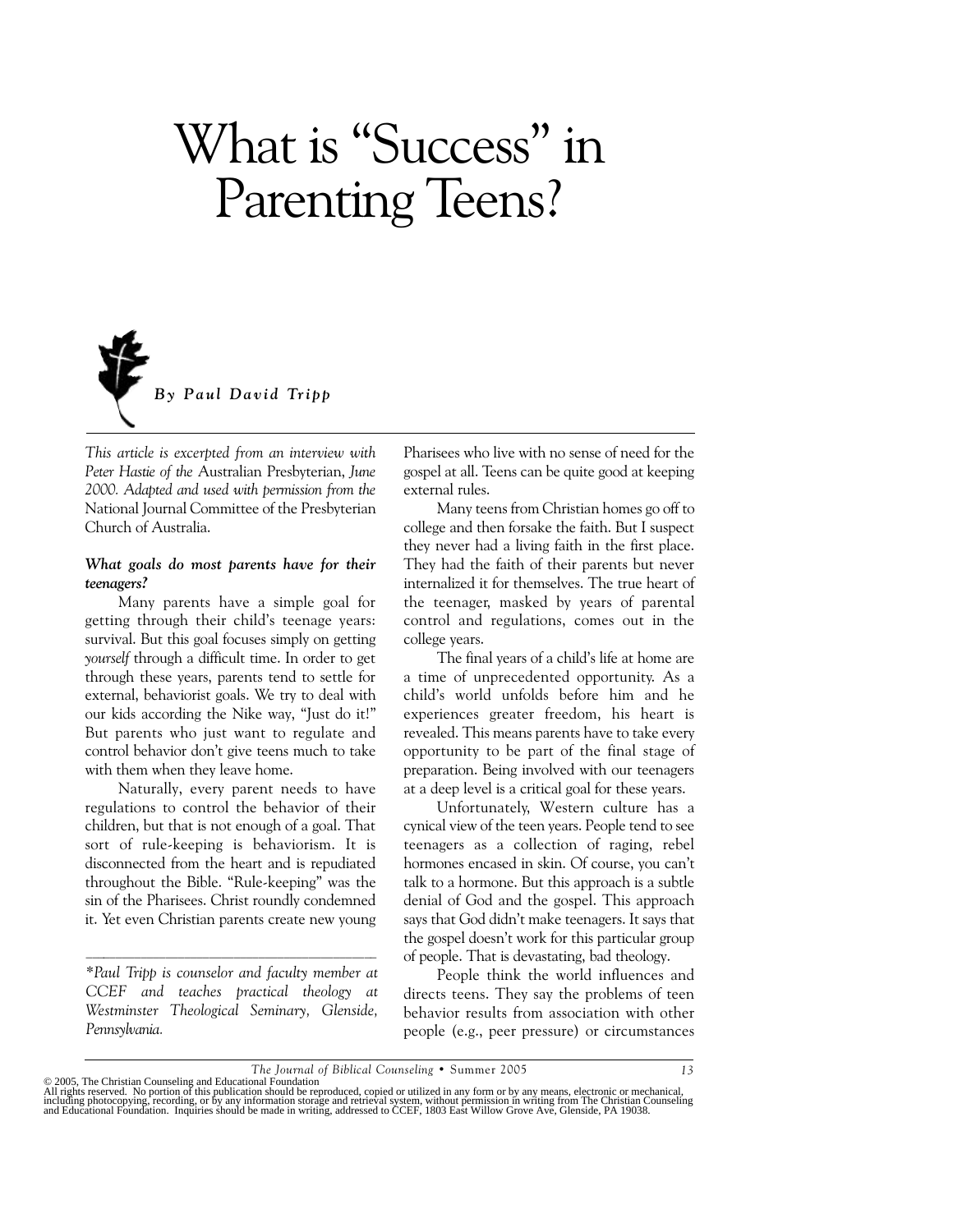# What is "Success" in Parenting Teens?

***By Paul David Tripp***

*This article is excerpted from an interview with Peter Hastie of the* Australian Presbyterian, *June 2000. Adapted and used with permission from the* National Journal Committee of the Presbyterian Church of Australia.

***What goals do most parents have for their teenagers?***

Many parents have a simple goal for getting through their child's teenage years: survival. But this goal focuses simply on getting *yourself* through a difficult time. In order to get through these years, parents tend to settle for external, behaviorist goals. We try to deal with our kids according the Nike way, "Just do it!" But parents who just want to regulate and control behavior don't give teens much to take with them when they leave home.

Naturally, every parent needs to have regulations to control the behavior of their children, but that is not enough of a goal. That sort of rule-keeping is behaviorism. It is disconnected from the heart and is repudiated throughout the Bible. "Rule-keeping" was the sin of the Pharisees. Christ roundly condemned it. Yet even Christian parents create new young Pharisees who live with no sense of need for the gospel at all. Teens can be quite good at keeping external rules.

Many teens from Christian homes go off to college and then forsake the faith. But I suspect they never had a living faith in the first place. They had the faith of their parents but never internalized it for themselves. The true heart of the teenager, masked by years of parental control and regulations, comes out in the college years.

The final years of a child's life at home are a time of unprecedented opportunity. As a child's world unfolds before him and he experiences greater freedom, his heart is revealed. This means parents have to take every opportunity to be part of the final stage of preparation. Being involved with our teenagers at a deep level is a critical goal for these years.

Unfortunately, Western culture has a cynical view of the teen years. People tend to see teenagers as a collection of raging, rebel hormones encased in skin. Of course, you can't talk to a hormone. But this approach is a subtle denial of God and the gospel. This approach says that God didn't make teenagers. It says that the gospel doesn't work for this particular group of people. That is devastating, bad theology.

People think the world influences and directs teens. They say the problems of teen behavior results from association with other people (e.g., peer pressure) or circumstances

---

*\*Paul Tripp is counselor and faculty member at CCEF and teaches practical theology at Westminster Theological Seminary, Glenside, Pennsylvania.*

© 2005, The Christian Counseling and Educational Foundation
All rights reserved. No portion of this publication should be reproduced, copied or utilized in any form or by any means, electronic or mechanical, including photocopying, recording, or by any information storage and retrieval system, without permission in writing from The Christian Counseling and Educational Foundation. Inquiries should be made in writing, addressed to CCEF, 1803 East Willow Grove Ave, Glenside, PA 19038.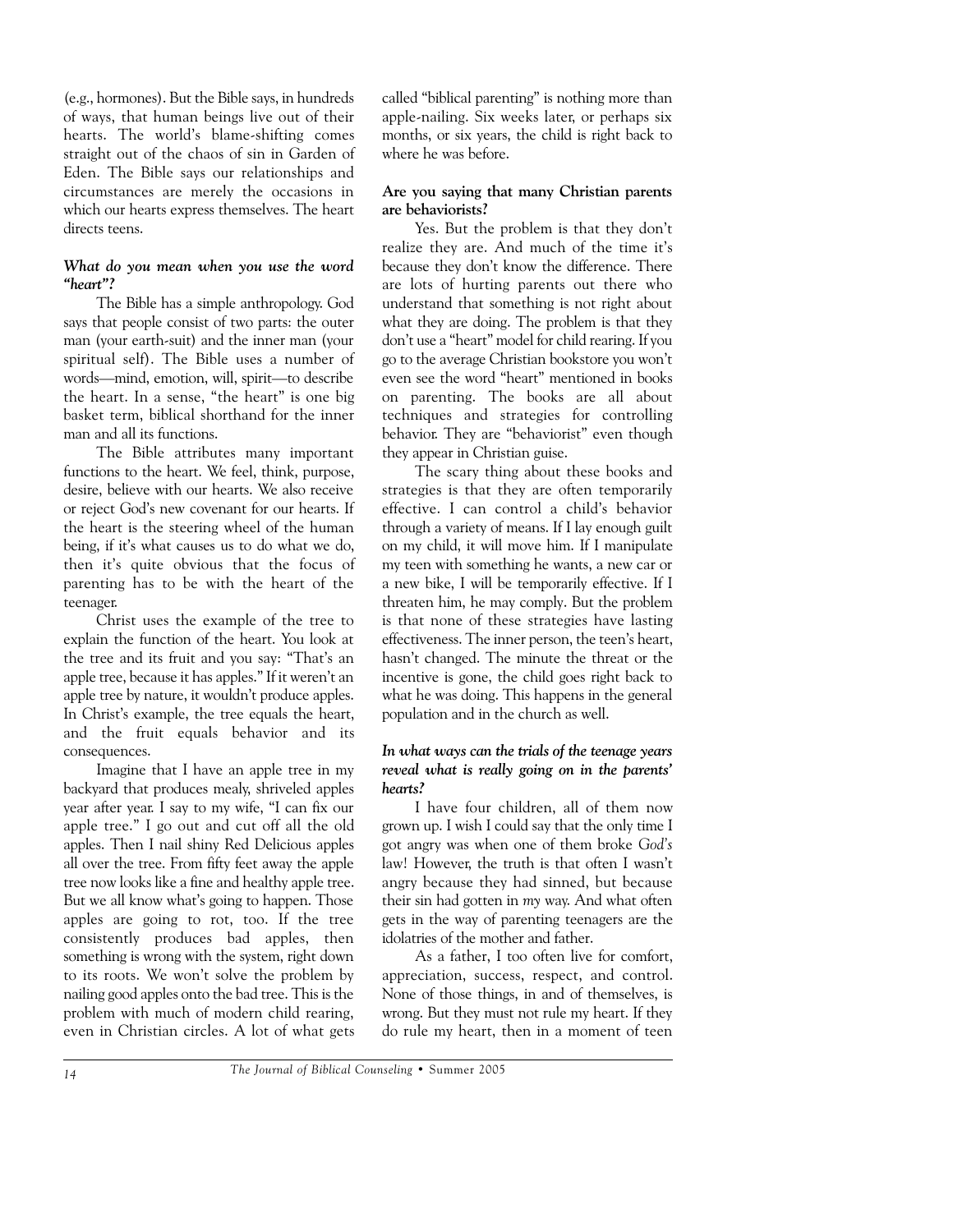(e.g., hormones). But the Bible says, in hundreds of ways, that human beings live out of their hearts. The world's blame-shifting comes straight out of the chaos of sin in Garden of Eden. The Bible says our relationships and circumstances are merely the occasions in which our hearts express themselves. The heart directs teens.

***What do you mean when you use the word "heart"?***

The Bible has a simple anthropology. God says that people consist of two parts: the outer man (your earth-suit) and the inner man (your spiritual self). The Bible uses a number of words—mind, emotion, will, spirit—to describe the heart. In a sense, "the heart" is one big basket term, biblical shorthand for the inner man and all its functions.

The Bible attributes many important functions to the heart. We feel, think, purpose, desire, believe with our hearts. We also receive or reject God's new covenant for our hearts. If the heart is the steering wheel of the human being, if it's what causes us to do what we do, then it's quite obvious that the focus of parenting has to be with the heart of the teenager.

Christ uses the example of the tree to explain the function of the heart. You look at the tree and its fruit and you say: "That's an apple tree, because it has apples." If it weren't an apple tree by nature, it wouldn't produce apples. In Christ's example, the tree equals the heart, and the fruit equals behavior and its consequences.

Imagine that I have an apple tree in my backyard that produces mealy, shriveled apples year after year. I say to my wife, "I can fix our apple tree." I go out and cut off all the old apples. Then I nail shiny Red Delicious apples all over the tree. From fifty feet away the apple tree now looks like a fine and healthy apple tree. But we all know what's going to happen. Those apples are going to rot, too. If the tree consistently produces bad apples, then something is wrong with the system, right down to its roots. We won't solve the problem by nailing good apples onto the bad tree. This is the problem with much of modern child rearing, even in Christian circles. A lot of what gets called "biblical parenting" is nothing more than apple-nailing. Six weeks later, or perhaps six months, or six years, the child is right back to where he was before.

**Are you saying that many Christian parents are behaviorists?**

Yes. But the problem is that they don't realize they are. And much of the time it's because they don't know the difference. There are lots of hurting parents out there who understand that something is not right about what they are doing. The problem is that they don't use a "heart" model for child rearing. If you go to the average Christian bookstore you won't even see the word "heart" mentioned in books on parenting. The books are all about techniques and strategies for controlling behavior. They are "behaviorist" even though they appear in Christian guise.

The scary thing about these books and strategies is that they are often temporarily effective. I can control a child's behavior through a variety of means. If I lay enough guilt on my child, it will move him. If I manipulate my teen with something he wants, a new car or a new bike, I will be temporarily effective. If I threaten him, he may comply. But the problem is that none of these strategies have lasting effectiveness. The inner person, the teen's heart, hasn't changed. The minute the threat or the incentive is gone, the child goes right back to what he was doing. This happens in the general population and in the church as well.

***In what ways can the trials of the teenage years reveal what is really going on in the parents' hearts?***

I have four children, all of them now grown up. I wish I could say that the only time I got angry was when one of them broke *God's* law! However, the truth is that often I wasn't angry because they had sinned, but because their sin had gotten in *my* way. And what often gets in the way of parenting teenagers are the idolatries of the mother and father.

As a father, I too often live for comfort, appreciation, success, respect, and control. None of those things, in and of themselves, is wrong. But they must not rule my heart. If they do rule my heart, then in a moment of teen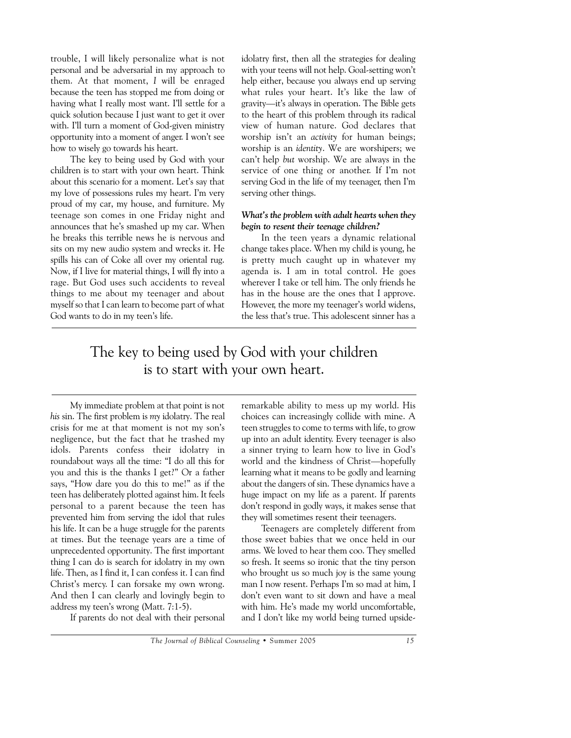trouble, I will likely personalize what is not personal and be adversarial in my approach to them. At that moment, *I* will be enraged because the teen has stopped me from doing or having what I really most want. I'll settle for a quick solution because I just want to get it over with. I'll turn a moment of God-given ministry opportunity into a moment of anger. I won't see how to wisely go towards his heart.

The key to being used by God with your children is to start with your own heart. Think about this scenario for a moment. Let's say that my love of possessions rules my heart. I'm very proud of my car, my house, and furniture. My teenage son comes in one Friday night and announces that he's smashed up my car. When he breaks this terrible news he is nervous and sits on my new audio system and wrecks it. He spills his can of Coke all over my oriental rug. Now, if I live for material things, I will fly into a rage. But God uses such accidents to reveal things to me about my teenager and about myself so that I can learn to become part of what God wants to do in my teen's life.

> The key to being used by God with your children is to start with your own heart.

My immediate problem at that point is not *his* sin. The first problem is *my* idolatry. The real crisis for me at that moment is not my son's negligence, but the fact that he trashed my idols. Parents confess their idolatry in roundabout ways all the time: "I do all this for you and this is the thanks I get?" Or a father says, "How dare you do this to me!" as if the teen has deliberately plotted against him. It feels personal to a parent because the teen has prevented him from serving the idol that rules his life. It can be a huge struggle for the parents at times. But the teenage years are a time of unprecedented opportunity. The first important thing I can do is search for idolatry in my own life. Then, as I find it, I can confess it. I can find Christ's mercy. I can forsake my own wrong. And then I can clearly and lovingly begin to address my teen's wrong (Matt. 7:1-5).

If parents do not deal with their personal idolatry first, then all the strategies for dealing with your teens will not help. Goal-setting won't help either, because you always end up serving what rules your heart. It's like the law of gravity—it's always in operation. The Bible gets to the heart of this problem through its radical view of human nature. God declares that worship isn't an *activity* for human beings; worship is an *identity*. We are worshipers; we can't help *but* worship. We are always in the service of one thing or another. If I'm not serving God in the life of my teenager, then I'm serving other things.

***What's the problem with adult hearts when they begin to resent their teenage children?***

In the teen years a dynamic relational change takes place. When my child is young, he is pretty much caught up in whatever my agenda is. I am in total control. He goes wherever I take or tell him. The only friends he has in the house are the ones that I approve. However, the more my teenager's world widens, the less that's true. This adolescent sinner has a remarkable ability to mess up my world. His choices can increasingly collide with mine. A teen struggles to come to terms with life, to grow up into an adult identity. Every teenager is also a sinner trying to learn how to live in God's world and the kindness of Christ—hopefully learning what it means to be godly and learning about the dangers of sin. These dynamics have a huge impact on my life as a parent. If parents don't respond in godly ways, it makes sense that they will sometimes resent their teenagers.

Teenagers are completely different from those sweet babies that we once held in our arms. We loved to hear them coo. They smelled so fresh. It seems so ironic that the tiny person who brought us so much joy is the same young man I now resent. Perhaps I'm so mad at him, I don't even want to sit down and have a meal with him. He's made my world uncomfortable, and I don't like my world being turned upside-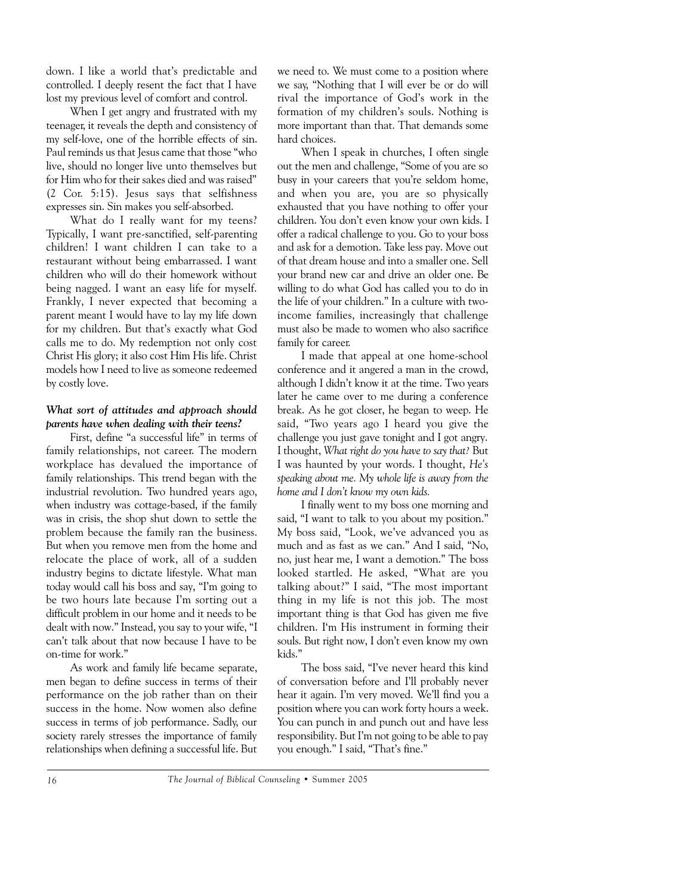down. I like a world that's predictable and controlled. I deeply resent the fact that I have lost my previous level of comfort and control.

When I get angry and frustrated with my teenager, it reveals the depth and consistency of my self-love, one of the horrible effects of sin. Paul reminds us that Jesus came that those "who live, should no longer live unto themselves but for Him who for their sakes died and was raised" (2 Cor. 5:15). Jesus says that selfishness expresses sin. Sin makes you self-absorbed.

What do I really want for my teens? Typically, I want pre-sanctified, self-parenting children! I want children I can take to a restaurant without being embarrassed. I want children who will do their homework without being nagged. I want an easy life for myself. Frankly, I never expected that becoming a parent meant I would have to lay my life down for my children. But that's exactly what God calls me to do. My redemption not only cost Christ His glory; it also cost Him His life. Christ models how I need to live as someone redeemed by costly love.

***What sort of attitudes and approach should parents have when dealing with their teens?***

First, define "a successful life" in terms of family relationships, not career. The modern workplace has devalued the importance of family relationships. This trend began with the industrial revolution. Two hundred years ago, when industry was cottage-based, if the family was in crisis, the shop shut down to settle the problem because the family ran the business. But when you remove men from the home and relocate the place of work, all of a sudden industry begins to dictate lifestyle. What man today would call his boss and say, "I'm going to be two hours late because I'm sorting out a difficult problem in our home and it needs to be dealt with now." Instead, you say to your wife, "I can't talk about that now because I have to be on-time for work."

As work and family life became separate, men began to define success in terms of their performance on the job rather than on their success in the home. Now women also define success in terms of job performance. Sadly, our society rarely stresses the importance of family relationships when defining a successful life. But we need to. We must come to a position where we say, "Nothing that I will ever be or do will rival the importance of God's work in the formation of my children's souls. Nothing is more important than that. That demands some hard choices.

When I speak in churches, I often single out the men and challenge, "Some of you are so busy in your careers that you're seldom home, and when you are, you are so physically exhausted that you have nothing to offer your children. You don't even know your own kids. I offer a radical challenge to you. Go to your boss and ask for a demotion. Take less pay. Move out of that dream house and into a smaller one. Sell your brand new car and drive an older one. Be willing to do what God has called you to do in the life of your children." In a culture with two-income families, increasingly that challenge must also be made to women who also sacrifice family for career.

I made that appeal at one home-school conference and it angered a man in the crowd, although I didn't know it at the time. Two years later he came over to me during a conference break. As he got closer, he began to weep. He said, "Two years ago I heard you give the challenge you just gave tonight and I got angry. I thought, *What right do you have to say that?* But I was haunted by your words. I thought, *He's speaking about me. My whole life is away from the home and I don't know my own kids.*

I finally went to my boss one morning and said, "I want to talk to you about my position." My boss said, "Look, we've advanced you as much and as fast as we can." And I said, "No, no, just hear me, I want a demotion." The boss looked startled. He asked, "What are you talking about?" I said, "The most important thing in my life is not this job. The most important thing is that God has given me five children. I'm His instrument in forming their souls. But right now, I don't even know my own kids."

The boss said, "I've never heard this kind of conversation before and I'll probably never hear it again. I'm very moved. We'll find you a position where you can work forty hours a week. You can punch in and punch out and have less responsibility. But I'm not going to be able to pay you enough." I said, "That's fine."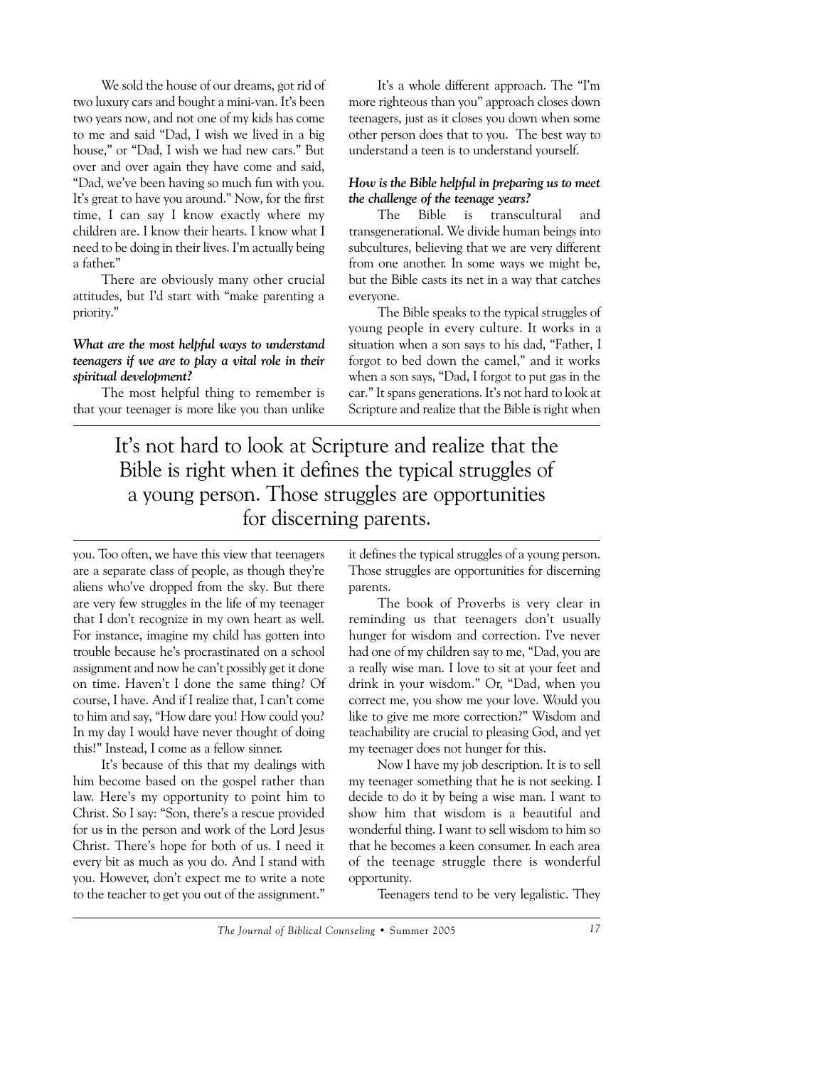We sold the house of our dreams, got rid of two luxury cars and bought a mini-van. It's been two years now, and not one of my kids has come to me and said "Dad, I wish we lived in a big house," or "Dad, I wish we had new cars." But over and over again they have come and said, "Dad, we've been having so much fun with you. It's great to have you around." Now, for the first time, I can say I know exactly where my children are. I know their hearts. I know what I need to be doing in their lives. I'm actually being a father."

There are obviously many other crucial attitudes, but I'd start with "make parenting a priority."

***What are the most helpful ways to understand teenagers if we are to play a vital role in their spiritual development?***

The most helpful thing to remember is that your teenager is more like you than unlike you. Too often, we have this view that teenagers are a separate class of people, as though they're aliens who've dropped from the sky. But there are very few struggles in the life of my teenager that I don't recognize in my own heart as well. For instance, imagine my child has gotten into trouble because he's procrastinated on a school assignment and now he can't possibly get it done on time. Haven't I done the same thing? Of course, I have. And if I realize that, I can't come to him and say, "How dare you! How could you? In my day I would have never thought of doing this!" Instead, I come as a fellow sinner.

It's because of this that my dealings with him become based on the gospel rather than law. Here's my opportunity to point him to Christ. So I say: "Son, there's a rescue provided for us in the person and work of the Lord Jesus Christ. There's hope for both of us. I need it every bit as much as you do. And I stand with you. However, don't expect me to write a note to the teacher to get you out of the assignment."

It's a whole different approach. The "I'm more righteous than you" approach closes down teenagers, just as it closes you down when some other person does that to you. The best way to understand a teen is to understand yourself.

***How is the Bible helpful in preparing us to meet the challenge of the teenage years?***

The Bible is transcultural and transgenerational. We divide human beings into subcultures, believing that we are very different from one another. In some ways we might be, but the Bible casts its net in a way that catches everyone.

The Bible speaks to the typical struggles of young people in every culture. It works in a situation when a son says to his dad, "Father, I forgot to bed down the camel," and it works when a son says, "Dad, I forgot to put gas in the car." It spans generations. It's not hard to look at Scripture and realize that the Bible is right when it defines the typical struggles of a young person. Those struggles are opportunities for discerning parents.

> It's not hard to look at Scripture and realize that the Bible is right when it defines the typical struggles of a young person. Those struggles are opportunities for discerning parents.

The book of Proverbs is very clear in reminding us that teenagers don't usually hunger for wisdom and correction. I've never had one of my children say to me, "Dad, you are a really wise man. I love to sit at your feet and drink in your wisdom." Or, "Dad, when you correct me, you show me your love. Would you like to give me more correction?" Wisdom and teachability are crucial to pleasing God, and yet my teenager does not hunger for this.

Now I have my job description. It is to sell my teenager something that he is not seeking. I decide to do it by being a wise man. I want to show him that wisdom is a beautiful and wonderful thing. I want to sell wisdom to him so that he becomes a keen consumer. In each area of the teenage struggle there is wonderful opportunity.

Teenagers tend to be very legalistic. They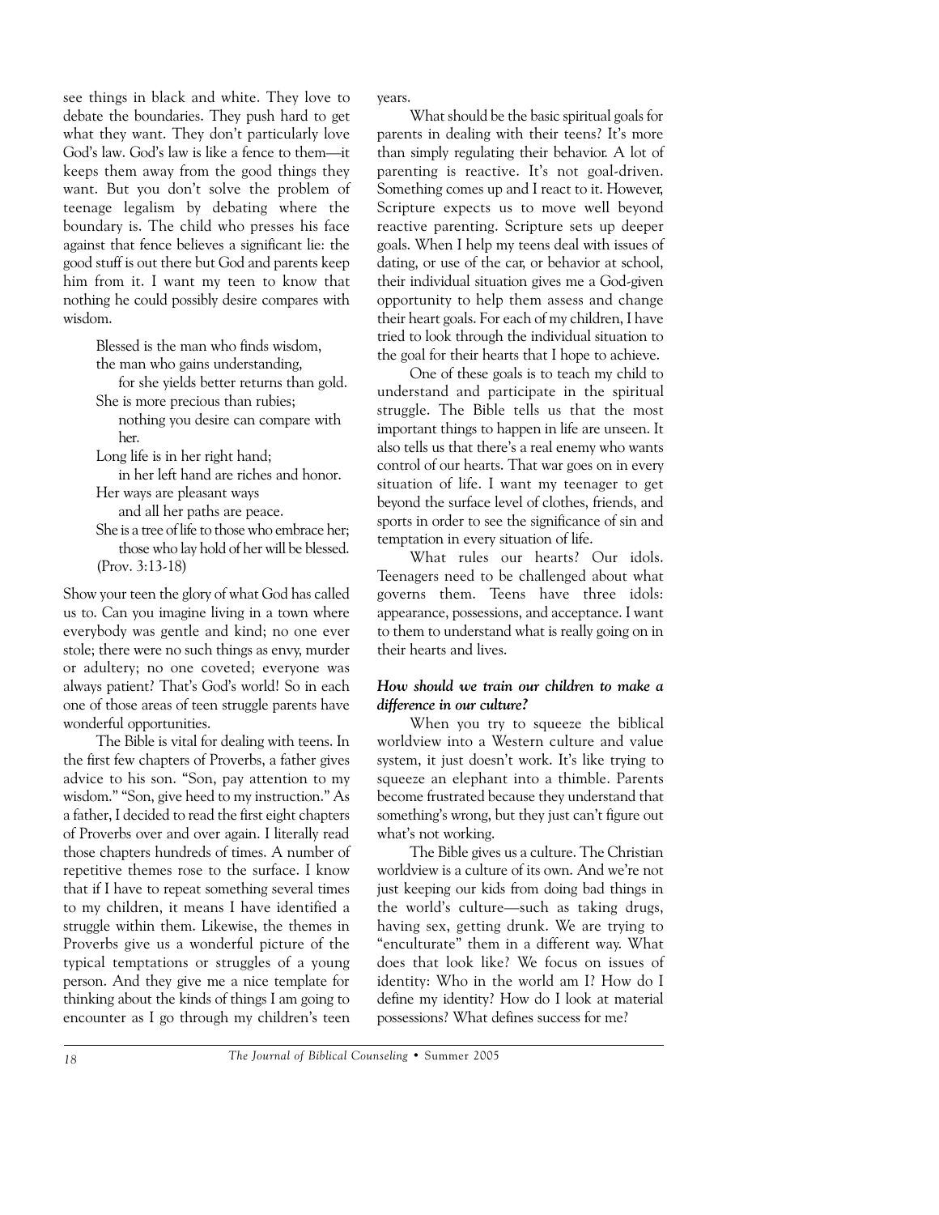see things in black and white. They love to debate the boundaries. They push hard to get what they want. They don't particularly love God's law. God's law is like a fence to them—it keeps them away from the good things they want. But you don't solve the problem of teenage legalism by debating where the boundary is. The child who presses his face against that fence believes a significant lie: the good stuff is out there but God and parents keep him from it. I want my teen to know that nothing he could possibly desire compares with wisdom.

> Blessed is the man who finds wisdom,
> the man who gains understanding,
> for she yields better returns than gold.
> She is more precious than rubies;
> nothing you desire can compare with her.
> Long life is in her right hand;
> in her left hand are riches and honor.
> Her ways are pleasant ways
> and all her paths are peace.
> She is a tree of life to those who embrace her;
> those who lay hold of her will be blessed.
> (Prov. 3:13-18)

Show your teen the glory of what God has called us to. Can you imagine living in a town where everybody was gentle and kind; no one ever stole; there were no such things as envy, murder or adultery; no one coveted; everyone was always patient? That's God's world! So in each one of those areas of teen struggle parents have wonderful opportunities.

The Bible is vital for dealing with teens. In the first few chapters of Proverbs, a father gives advice to his son. "Son, pay attention to my wisdom." "Son, give heed to my instruction." As a father, I decided to read the first eight chapters of Proverbs over and over again. I literally read those chapters hundreds of times. A number of repetitive themes rose to the surface. I know that if I have to repeat something several times to my children, it means I have identified a struggle within them. Likewise, the themes in Proverbs give us a wonderful picture of the typical temptations or struggles of a young person. And they give me a nice template for thinking about the kinds of things I am going to encounter as I go through my children's teen years.

What should be the basic spiritual goals for parents in dealing with their teens? It's more than simply regulating their behavior. A lot of parenting is reactive. It's not goal-driven. Something comes up and I react to it. However, Scripture expects us to move well beyond reactive parenting. Scripture sets up deeper goals. When I help my teens deal with issues of dating, or use of the car, or behavior at school, their individual situation gives me a God-given opportunity to help them assess and change their heart goals. For each of my children, I have tried to look through the individual situation to the goal for their hearts that I hope to achieve.

One of these goals is to teach my child to understand and participate in the spiritual struggle. The Bible tells us that the most important things to happen in life are unseen. It also tells us that there's a real enemy who wants control of our hearts. That war goes on in every situation of life. I want my teenager to get beyond the surface level of clothes, friends, and sports in order to see the significance of sin and temptation in every situation of life.

What rules our hearts? Our idols. Teenagers need to be challenged about what governs them. Teens have three idols: appearance, possessions, and acceptance. I want to them to understand what is really going on in their hearts and lives.

***How should we train our children to make a difference in our culture?***

When you try to squeeze the biblical worldview into a Western culture and value system, it just doesn't work. It's like trying to squeeze an elephant into a thimble. Parents become frustrated because they understand that something's wrong, but they just can't figure out what's not working.

The Bible gives us a culture. The Christian worldview is a culture of its own. And we're not just keeping our kids from doing bad things in the world's culture—such as taking drugs, having sex, getting drunk. We are trying to "enculturate" them in a different way. What does that look like? We focus on issues of identity: Who in the world am I? How do I define my identity? How do I look at material possessions? What defines success for me?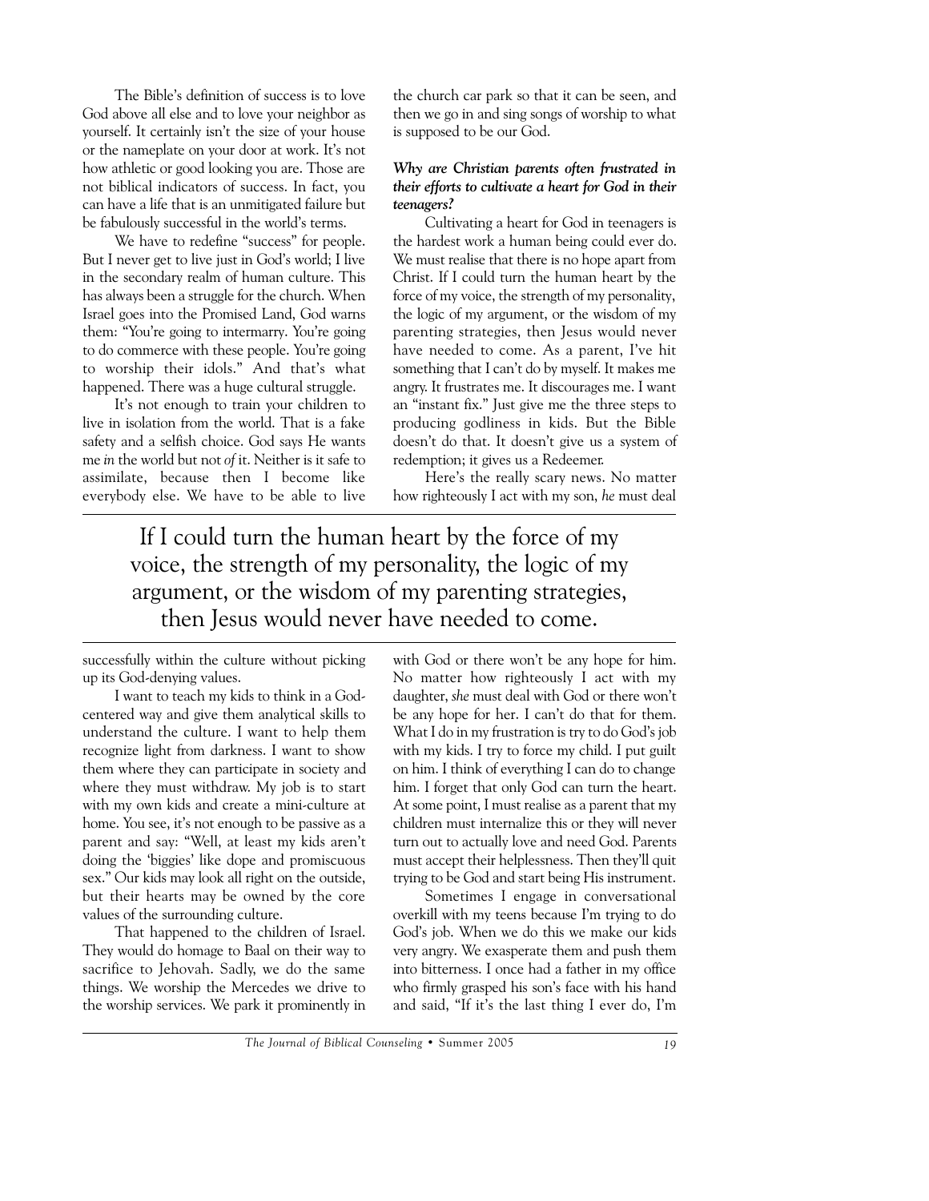The Bible's definition of success is to love God above all else and to love your neighbor as yourself. It certainly isn't the size of your house or the nameplate on your door at work. It's not how athletic or good looking you are. Those are not biblical indicators of success. In fact, you can have a life that is an unmitigated failure but be fabulously successful in the world's terms.

We have to redefine "success" for people. But I never get to live just in God's world; I live in the secondary realm of human culture. This has always been a struggle for the church. When Israel goes into the Promised Land, God warns them: "You're going to intermarry. You're going to do commerce with these people. You're going to worship their idols." And that's what happened. There was a huge cultural struggle.

It's not enough to train your children to live in isolation from the world. That is a fake safety and a selfish choice. God says He wants me *in* the world but not *of* it. Neither is it safe to assimilate, because then I become like everybody else. We have to be able to live successfully within the culture without picking up its God-denying values.

> If I could turn the human heart by the force of my voice, the strength of my personality, the logic of my argument, or the wisdom of my parenting strategies, then Jesus would never have needed to come.

I want to teach my kids to think in a God-centered way and give them analytical skills to understand the culture. I want to help them recognize light from darkness. I want to show them where they can participate in society and where they must withdraw. My job is to start with my own kids and create a mini-culture at home. You see, it's not enough to be passive as a parent and say: "Well, at least my kids aren't doing the 'biggies' like dope and promiscuous sex." Our kids may look all right on the outside, but their hearts may be owned by the core values of the surrounding culture.

That happened to the children of Israel. They would do homage to Baal on their way to sacrifice to Jehovah. Sadly, we do the same things. We worship the Mercedes we drive to the worship services. We park it prominently in the church car park so that it can be seen, and then we go in and sing songs of worship to what is supposed to be our God.

***Why are Christian parents often frustrated in their efforts to cultivate a heart for God in their teenagers?***

Cultivating a heart for God in teenagers is the hardest work a human being could ever do. We must realise that there is no hope apart from Christ. If I could turn the human heart by the force of my voice, the strength of my personality, the logic of my argument, or the wisdom of my parenting strategies, then Jesus would never have needed to come. As a parent, I've hit something that I can't do by myself. It makes me angry. It frustrates me. It discourages me. I want an "instant fix." Just give me the three steps to producing godliness in kids. But the Bible doesn't do that. It doesn't give us a system of redemption; it gives us a Redeemer.

Here's the really scary news. No matter how righteously I act with my son, *he* must deal with God or there won't be any hope for him. No matter how righteously I act with my daughter, *she* must deal with God or there won't be any hope for her. I can't do that for them. What I do in my frustration is try to do God's job with my kids. I try to force my child. I put guilt on him. I think of everything I can do to change him. I forget that only God can turn the heart. At some point, I must realise as a parent that my children must internalize this or they will never turn out to actually love and need God. Parents must accept their helplessness. Then they'll quit trying to be God and start being His instrument.

Sometimes I engage in conversational overkill with my teens because I'm trying to do God's job. When we do this we make our kids very angry. We exasperate them and push them into bitterness. I once had a father in my office who firmly grasped his son's face with his hand and said, "If it's the last thing I ever do, I'm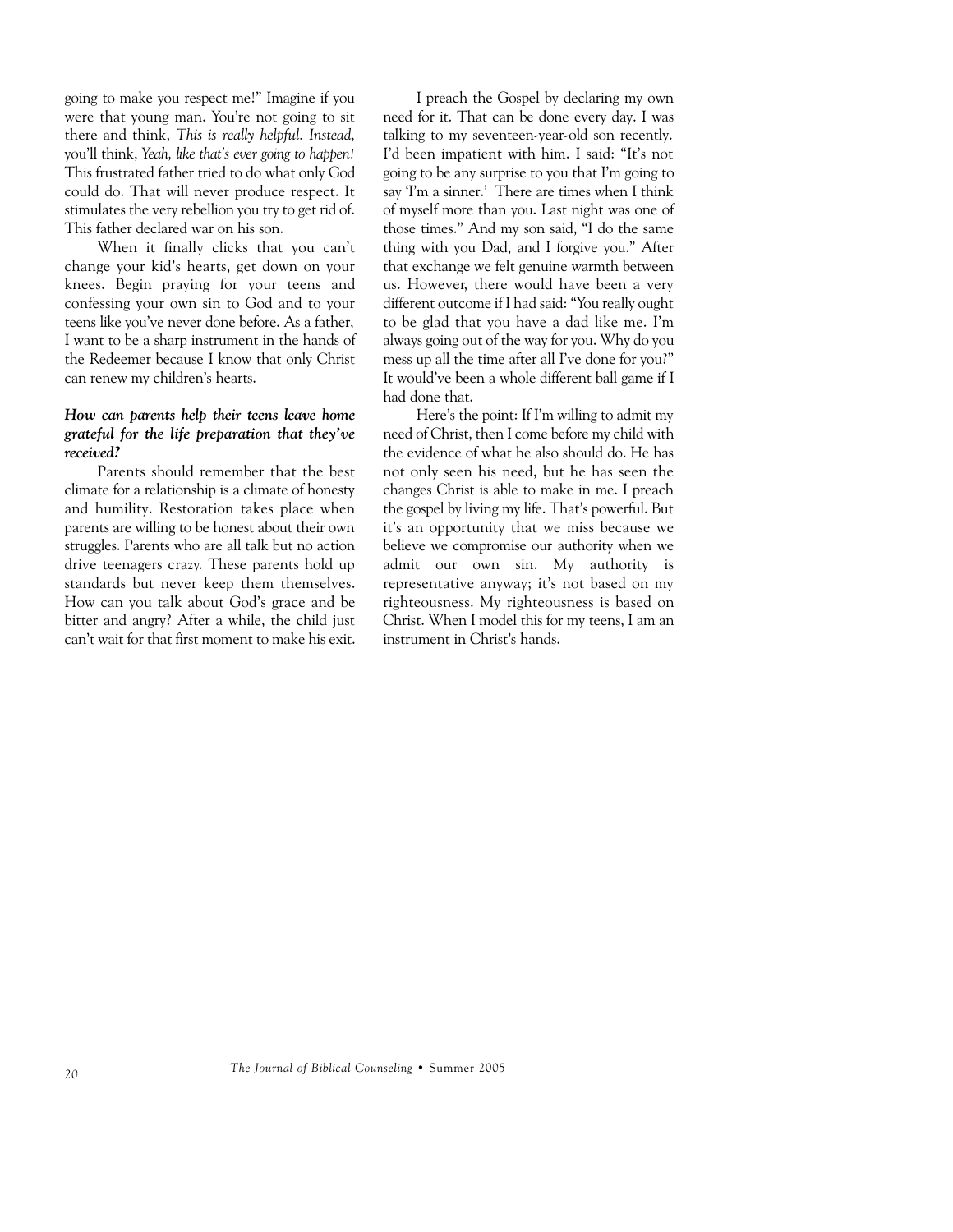going to make you respect me!" Imagine if you were that young man. You're not going to sit there and think, *This is really helpful. Instead,* you'll think, *Yeah, like that's ever going to happen!* This frustrated father tried to do what only God could do. That will never produce respect. It stimulates the very rebellion you try to get rid of. This father declared war on his son.

When it finally clicks that you can't change your kid's hearts, get down on your knees. Begin praying for your teens and confessing your own sin to God and to your teens like you've never done before. As a father, I want to be a sharp instrument in the hands of the Redeemer because I know that only Christ can renew my children's hearts.

***How can parents help their teens leave home grateful for the life preparation that they've received?***

Parents should remember that the best climate for a relationship is a climate of honesty and humility. Restoration takes place when parents are willing to be honest about their own struggles. Parents who are all talk but no action drive teenagers crazy. These parents hold up standards but never keep them themselves. How can you talk about God's grace and be bitter and angry? After a while, the child just can't wait for that first moment to make his exit.

I preach the Gospel by declaring my own need for it. That can be done every day. I was talking to my seventeen-year-old son recently. I'd been impatient with him. I said: "It's not going to be any surprise to you that I'm going to say 'I'm a sinner.' There are times when I think of myself more than you. Last night was one of those times." And my son said, "I do the same thing with you Dad, and I forgive you." After that exchange we felt genuine warmth between us. However, there would have been a very different outcome if I had said: "You really ought to be glad that you have a dad like me. I'm always going out of the way for you. Why do you mess up all the time after all I've done for you?" It would've been a whole different ball game if I had done that.

Here's the point: If I'm willing to admit my need of Christ, then I come before my child with the evidence of what he also should do. He has not only seen his need, but he has seen the changes Christ is able to make in me. I preach the gospel by living my life. That's powerful. But it's an opportunity that we miss because we believe we compromise our authority when we admit our own sin. My authority is representative anyway; it's not based on my righteousness. My righteousness is based on Christ. When I model this for my teens, I am an instrument in Christ's hands.